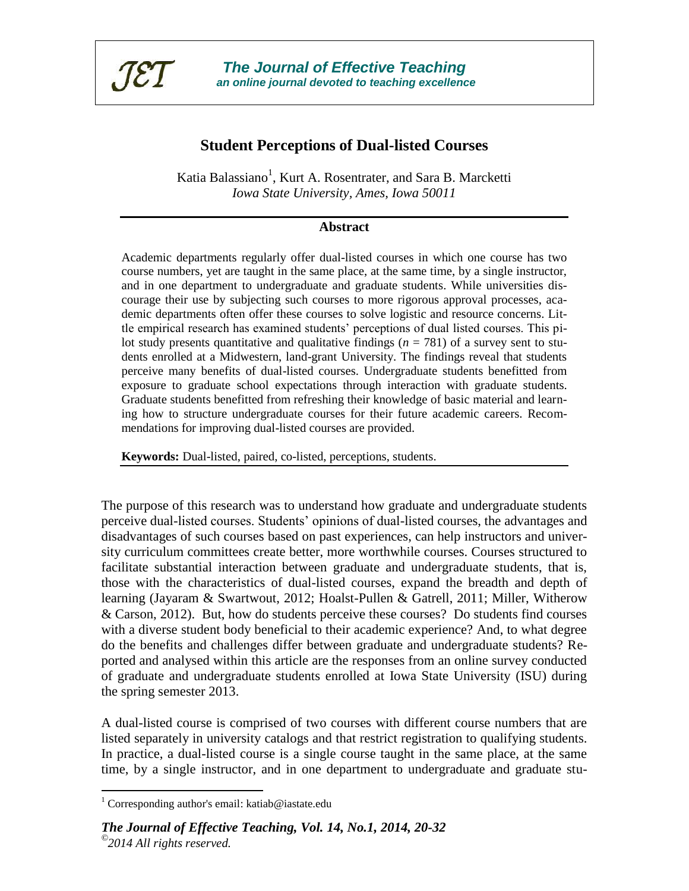# Student Perceptions of Dual-listed Courses

Katia Balassiano[1], Kurt A. Rosentrater, and Sara B. Marcketti
*Iowa State University, Ames, Iowa 50011*

## Abstract

Academic departments regularly offer dual-listed courses in which one course has two course numbers, yet are taught in the same place, at the same time, by a single instructor, and in one department to undergraduate and graduate students. While universities discourage their use by subjecting such courses to more rigorous approval processes, academic departments often offer these courses to solve logistic and resource concerns. Little empirical research has examined students' perceptions of dual listed courses. This pilot study presents quantitative and qualitative findings ($n = 781$) of a survey sent to students enrolled at a Midwestern, land-grant University. The findings reveal that students perceive many benefits of dual-listed courses. Undergraduate students benefitted from exposure to graduate school expectations through interaction with graduate students. Graduate students benefitted from refreshing their knowledge of basic material and learning how to structure undergraduate courses for their future academic careers. Recommendations for improving dual-listed courses are provided.

**Keywords:** Dual-listed, paired, co-listed, perceptions, students.

The purpose of this research was to understand how graduate and undergraduate students perceive dual-listed courses. Students' opinions of dual-listed courses, the advantages and disadvantages of such courses based on past experiences, can help instructors and university curriculum committees create better, more worthwhile courses. Courses structured to facilitate substantial interaction between graduate and undergraduate students, that is, those with the characteristics of dual-listed courses, expand the breadth and depth of learning (Jayaram & Swartwout, 2012; Hoalst-Pullen & Gatrell, 2011; Miller, Witherow & Carson, 2012). But, how do students perceive these courses? Do students find courses with a diverse student body beneficial to their academic experience? And, to what degree do the benefits and challenges differ between graduate and undergraduate students? Reported and analysed within this article are the responses from an online survey conducted of graduate and undergraduate students enrolled at Iowa State University (ISU) during the spring semester 2013.

A dual-listed course is comprised of two courses with different course numbers that are listed separately in university catalogs and that restrict registration to qualifying students. In practice, a dual-listed course is a single course taught in the same place, at the same time, by a single instructor, and in one department to undergraduate and graduate stu-

[1] Corresponding author's email: katiab@iastate.edu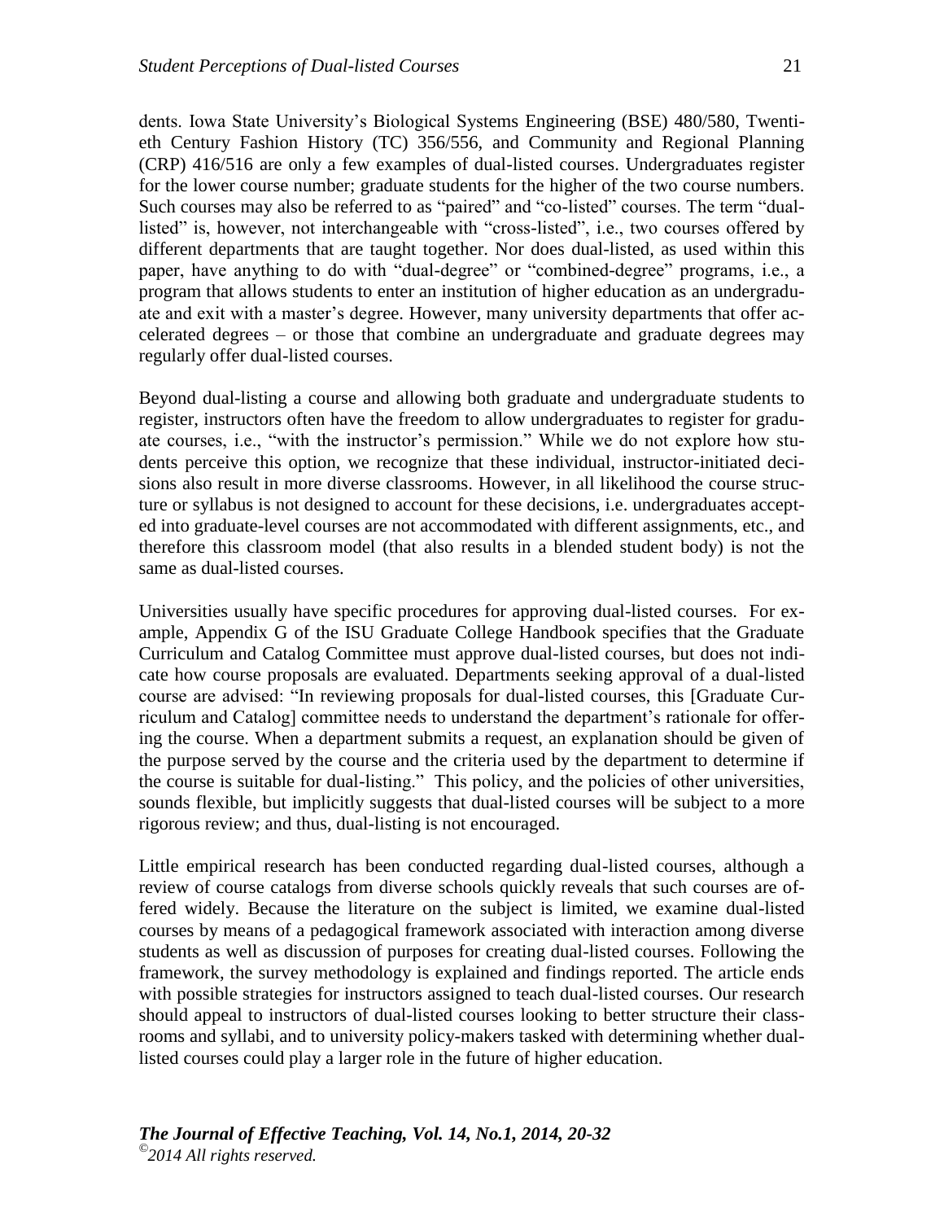dents. Iowa State University's Biological Systems Engineering (BSE) 480/580, Twentieth Century Fashion History (TC) 356/556, and Community and Regional Planning (CRP) 416/516 are only a few examples of dual-listed courses. Undergraduates register for the lower course number; graduate students for the higher of the two course numbers. Such courses may also be referred to as "paired" and "co-listed" courses. The term "dual-listed" is, however, not interchangeable with "cross-listed", i.e., two courses offered by different departments that are taught together. Nor does dual-listed, as used within this paper, have anything to do with "dual-degree" or "combined-degree" programs, i.e., a program that allows students to enter an institution of higher education as an undergraduate and exit with a master's degree. However, many university departments that offer accelerated degrees – or those that combine an undergraduate and graduate degrees may regularly offer dual-listed courses.

Beyond dual-listing a course and allowing both graduate and undergraduate students to register, instructors often have the freedom to allow undergraduates to register for graduate courses, i.e., "with the instructor's permission." While we do not explore how students perceive this option, we recognize that these individual, instructor-initiated decisions also result in more diverse classrooms. However, in all likelihood the course structure or syllabus is not designed to account for these decisions, i.e. undergraduates accepted into graduate-level courses are not accommodated with different assignments, etc., and therefore this classroom model (that also results in a blended student body) is not the same as dual-listed courses.

Universities usually have specific procedures for approving dual-listed courses. For example, Appendix G of the ISU Graduate College Handbook specifies that the Graduate Curriculum and Catalog Committee must approve dual-listed courses, but does not indicate how course proposals are evaluated. Departments seeking approval of a dual-listed course are advised: "In reviewing proposals for dual-listed courses, this [Graduate Curriculum and Catalog] committee needs to understand the department's rationale for offering the course. When a department submits a request, an explanation should be given of the purpose served by the course and the criteria used by the department to determine if the course is suitable for dual-listing." This policy, and the policies of other universities, sounds flexible, but implicitly suggests that dual-listed courses will be subject to a more rigorous review; and thus, dual-listing is not encouraged.

Little empirical research has been conducted regarding dual-listed courses, although a review of course catalogs from diverse schools quickly reveals that such courses are offered widely. Because the literature on the subject is limited, we examine dual-listed courses by means of a pedagogical framework associated with interaction among diverse students as well as discussion of purposes for creating dual-listed courses. Following the framework, the survey methodology is explained and findings reported. The article ends with possible strategies for instructors assigned to teach dual-listed courses. Our research should appeal to instructors of dual-listed courses looking to better structure their classrooms and syllabi, and to university policy-makers tasked with determining whether dual-listed courses could play a larger role in the future of higher education.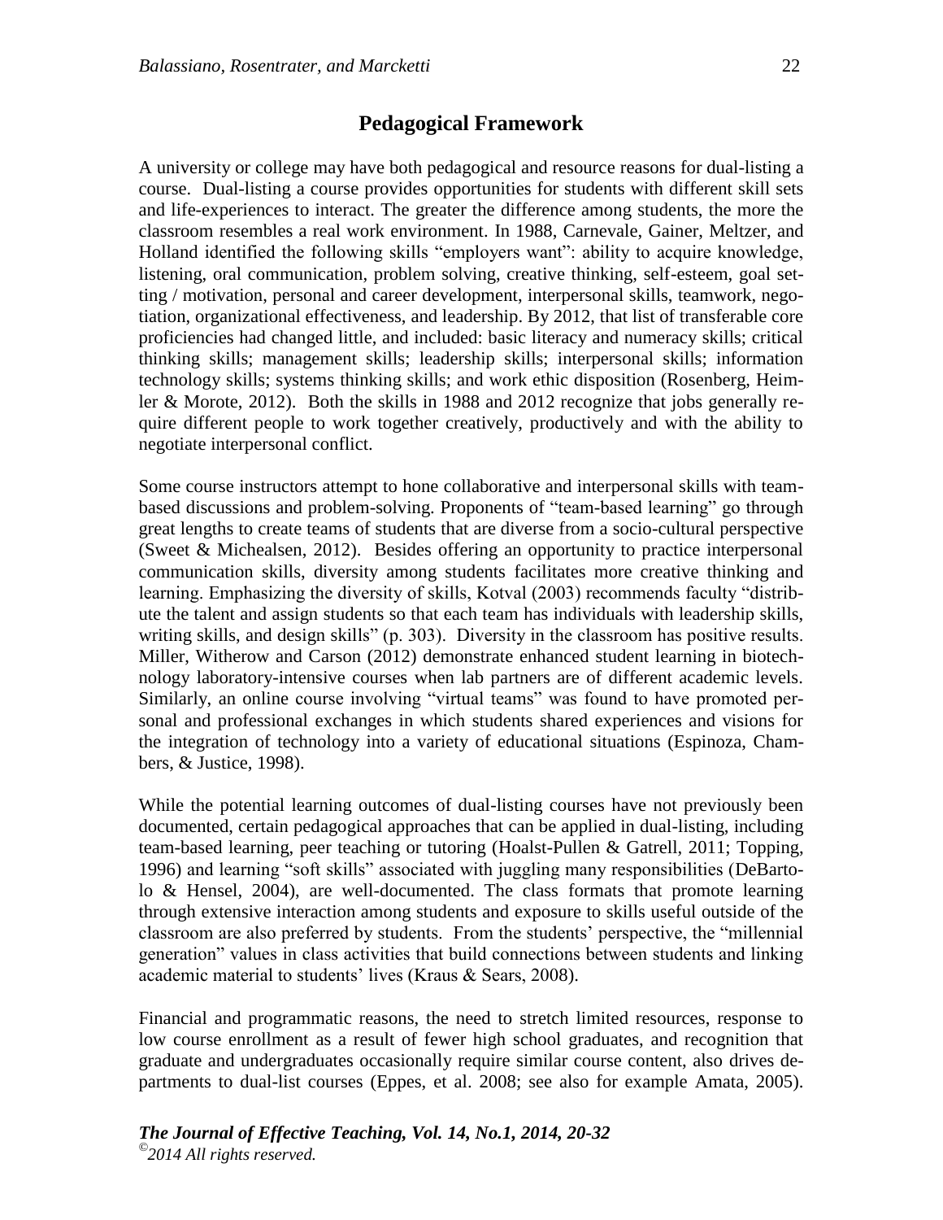## Pedagogical Framework

A university or college may have both pedagogical and resource reasons for dual-listing a course. Dual-listing a course provides opportunities for students with different skill sets and life-experiences to interact. The greater the difference among students, the more the classroom resembles a real work environment. In 1988, Carnevale, Gainer, Meltzer, and Holland identified the following skills "employers want": ability to acquire knowledge, listening, oral communication, problem solving, creative thinking, self-esteem, goal setting / motivation, personal and career development, interpersonal skills, teamwork, negotiation, organizational effectiveness, and leadership. By 2012, that list of transferable core proficiencies had changed little, and included: basic literacy and numeracy skills; critical thinking skills; management skills; leadership skills; interpersonal skills; information technology skills; systems thinking skills; and work ethic disposition (Rosenberg, Heimler & Morote, 2012). Both the skills in 1988 and 2012 recognize that jobs generally require different people to work together creatively, productively and with the ability to negotiate interpersonal conflict.

Some course instructors attempt to hone collaborative and interpersonal skills with team-based discussions and problem-solving. Proponents of "team-based learning" go through great lengths to create teams of students that are diverse from a socio-cultural perspective (Sweet & Michealsen, 2012). Besides offering an opportunity to practice interpersonal communication skills, diversity among students facilitates more creative thinking and learning. Emphasizing the diversity of skills, Kotval (2003) recommends faculty "distribute the talent and assign students so that each team has individuals with leadership skills, writing skills, and design skills" (p. 303). Diversity in the classroom has positive results. Miller, Witherow and Carson (2012) demonstrate enhanced student learning in biotechnology laboratory-intensive courses when lab partners are of different academic levels. Similarly, an online course involving "virtual teams" was found to have promoted personal and professional exchanges in which students shared experiences and visions for the integration of technology into a variety of educational situations (Espinoza, Chambers, & Justice, 1998).

While the potential learning outcomes of dual-listing courses have not previously been documented, certain pedagogical approaches that can be applied in dual-listing, including team-based learning, peer teaching or tutoring (Hoalst-Pullen & Gatrell, 2011; Topping, 1996) and learning "soft skills" associated with juggling many responsibilities (DeBartolo & Hensel, 2004), are well-documented. The class formats that promote learning through extensive interaction among students and exposure to skills useful outside of the classroom are also preferred by students. From the students' perspective, the "millennial generation" values in class activities that build connections between students and linking academic material to students' lives (Kraus & Sears, 2008).

Financial and programmatic reasons, the need to stretch limited resources, response to low course enrollment as a result of fewer high school graduates, and recognition that graduate and undergraduates occasionally require similar course content, also drives departments to dual-list courses (Eppes, et al. 2008; see also for example Amata, 2005).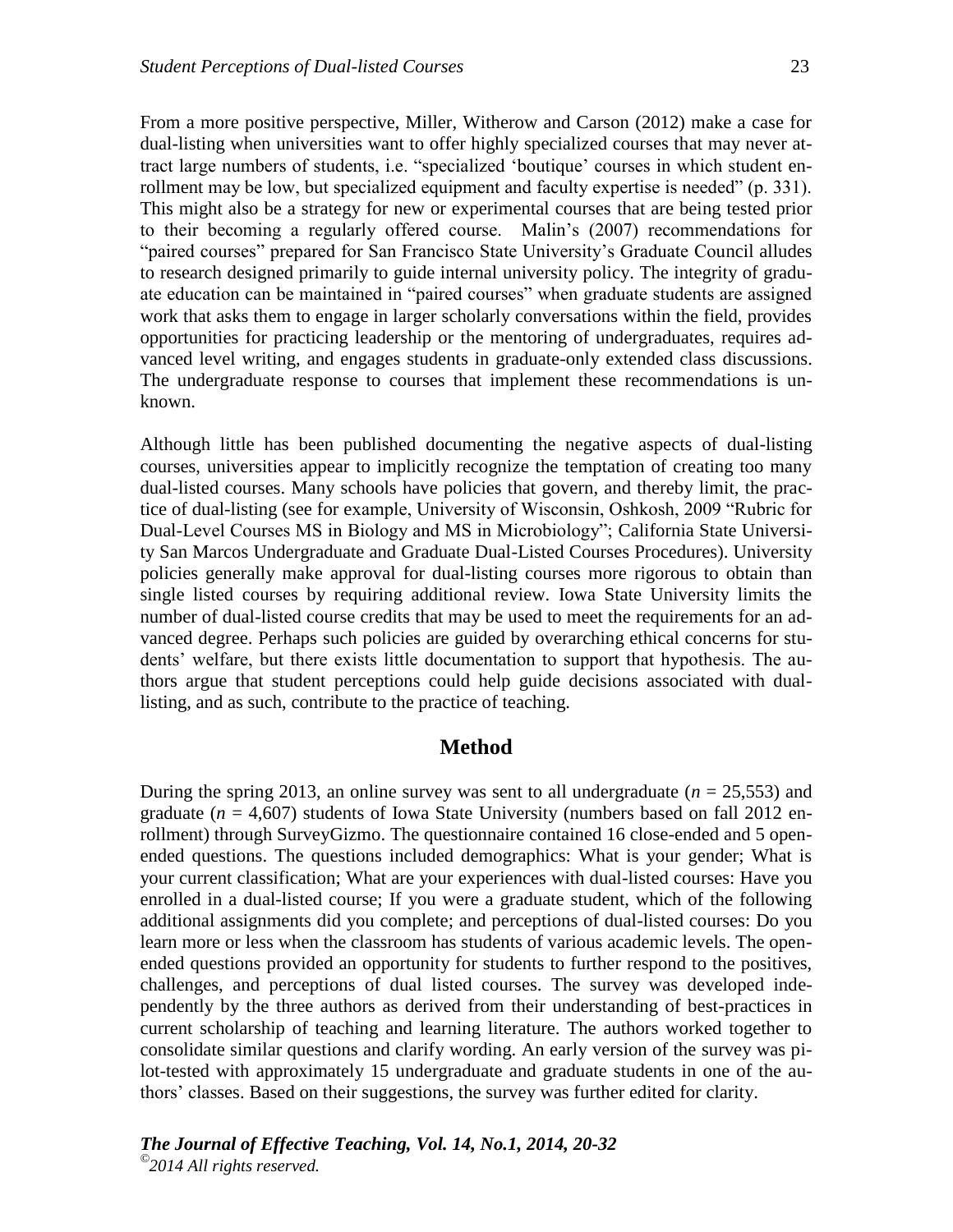From a more positive perspective, Miller, Witherow and Carson (2012) make a case for dual-listing when universities want to offer highly specialized courses that may never attract large numbers of students, i.e. "specialized 'boutique' courses in which student enrollment may be low, but specialized equipment and faculty expertise is needed" (p. 331). This might also be a strategy for new or experimental courses that are being tested prior to their becoming a regularly offered course. Malin's (2007) recommendations for "paired courses" prepared for San Francisco State University's Graduate Council alludes to research designed primarily to guide internal university policy. The integrity of graduate education can be maintained in "paired courses" when graduate students are assigned work that asks them to engage in larger scholarly conversations within the field, provides opportunities for practicing leadership or the mentoring of undergraduates, requires advanced level writing, and engages students in graduate-only extended class discussions. The undergraduate response to courses that implement these recommendations is unknown.

Although little has been published documenting the negative aspects of dual-listing courses, universities appear to implicitly recognize the temptation of creating too many dual-listed courses. Many schools have policies that govern, and thereby limit, the practice of dual-listing (see for example, University of Wisconsin, Oshkosh, 2009 "Rubric for Dual-Level Courses MS in Biology and MS in Microbiology"; California State University San Marcos Undergraduate and Graduate Dual-Listed Courses Procedures). University policies generally make approval for dual-listing courses more rigorous to obtain than single listed courses by requiring additional review. Iowa State University limits the number of dual-listed course credits that may be used to meet the requirements for an advanced degree. Perhaps such policies are guided by overarching ethical concerns for students' welfare, but there exists little documentation to support that hypothesis. The authors argue that student perceptions could help guide decisions associated with dual-listing, and as such, contribute to the practice of teaching.

## Method

During the spring 2013, an online survey was sent to all undergraduate ($n$ = 25,553) and graduate ($n$ = 4,607) students of Iowa State University (numbers based on fall 2012 enrollment) through SurveyGizmo. The questionnaire contained 16 close-ended and 5 open-ended questions. The questions included demographics: What is your gender; What is your current classification; What are your experiences with dual-listed courses: Have you enrolled in a dual-listed course; If you were a graduate student, which of the following additional assignments did you complete; and perceptions of dual-listed courses: Do you learn more or less when the classroom has students of various academic levels. The open-ended questions provided an opportunity for students to further respond to the positives, challenges, and perceptions of dual listed courses. The survey was developed independently by the three authors as derived from their understanding of best-practices in current scholarship of teaching and learning literature. The authors worked together to consolidate similar questions and clarify wording. An early version of the survey was pilot-tested with approximately 15 undergraduate and graduate students in one of the authors' classes. Based on their suggestions, the survey was further edited for clarity.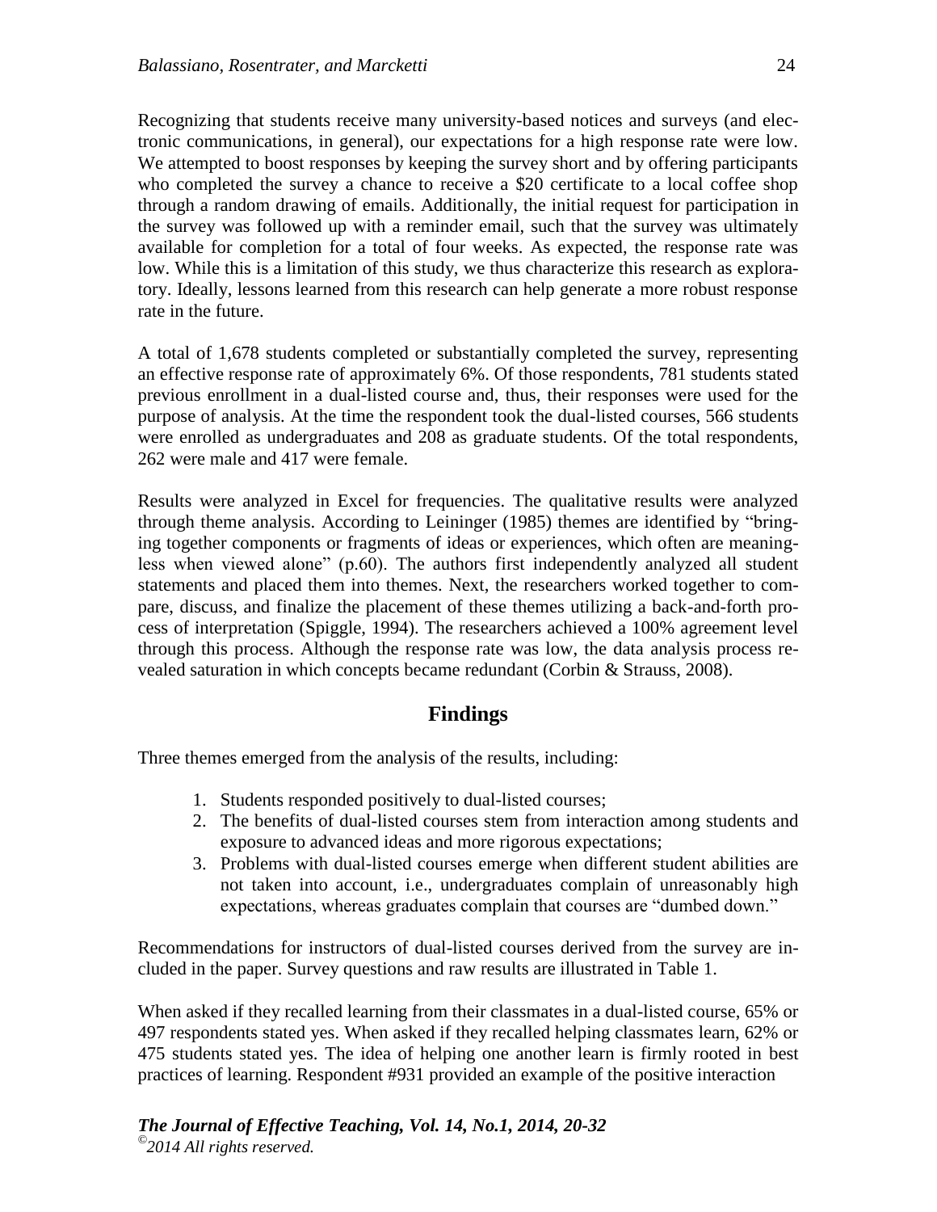Recognizing that students receive many university-based notices and surveys (and electronic communications, in general), our expectations for a high response rate were low. We attempted to boost responses by keeping the survey short and by offering participants who completed the survey a chance to receive a $20 certificate to a local coffee shop through a random drawing of emails. Additionally, the initial request for participation in the survey was followed up with a reminder email, such that the survey was ultimately available for completion for a total of four weeks. As expected, the response rate was low. While this is a limitation of this study, we thus characterize this research as exploratory. Ideally, lessons learned from this research can help generate a more robust response rate in the future.

A total of 1,678 students completed or substantially completed the survey, representing an effective response rate of approximately 6%. Of those respondents, 781 students stated previous enrollment in a dual-listed course and, thus, their responses were used for the purpose of analysis. At the time the respondent took the dual-listed courses, 566 students were enrolled as undergraduates and 208 as graduate students. Of the total respondents, 262 were male and 417 were female.

Results were analyzed in Excel for frequencies. The qualitative results were analyzed through theme analysis. According to Leininger (1985) themes are identified by "bringing together components or fragments of ideas or experiences, which often are meaningless when viewed alone" (p.60). The authors first independently analyzed all student statements and placed them into themes. Next, the researchers worked together to compare, discuss, and finalize the placement of these themes utilizing a back-and-forth process of interpretation (Spiggle, 1994). The researchers achieved a 100% agreement level through this process. Although the response rate was low, the data analysis process revealed saturation in which concepts became redundant (Corbin & Strauss, 2008).

## Findings

Three themes emerged from the analysis of the results, including:

1. Students responded positively to dual-listed courses;
2. The benefits of dual-listed courses stem from interaction among students and exposure to advanced ideas and more rigorous expectations;
3. Problems with dual-listed courses emerge when different student abilities are not taken into account, i.e., undergraduates complain of unreasonably high expectations, whereas graduates complain that courses are "dumbed down."

Recommendations for instructors of dual-listed courses derived from the survey are included in the paper. Survey questions and raw results are illustrated in Table 1.

When asked if they recalled learning from their classmates in a dual-listed course, 65% or 497 respondents stated yes. When asked if they recalled helping classmates learn, 62% or 475 students stated yes. The idea of helping one another learn is firmly rooted in best practices of learning. Respondent #931 provided an example of the positive interaction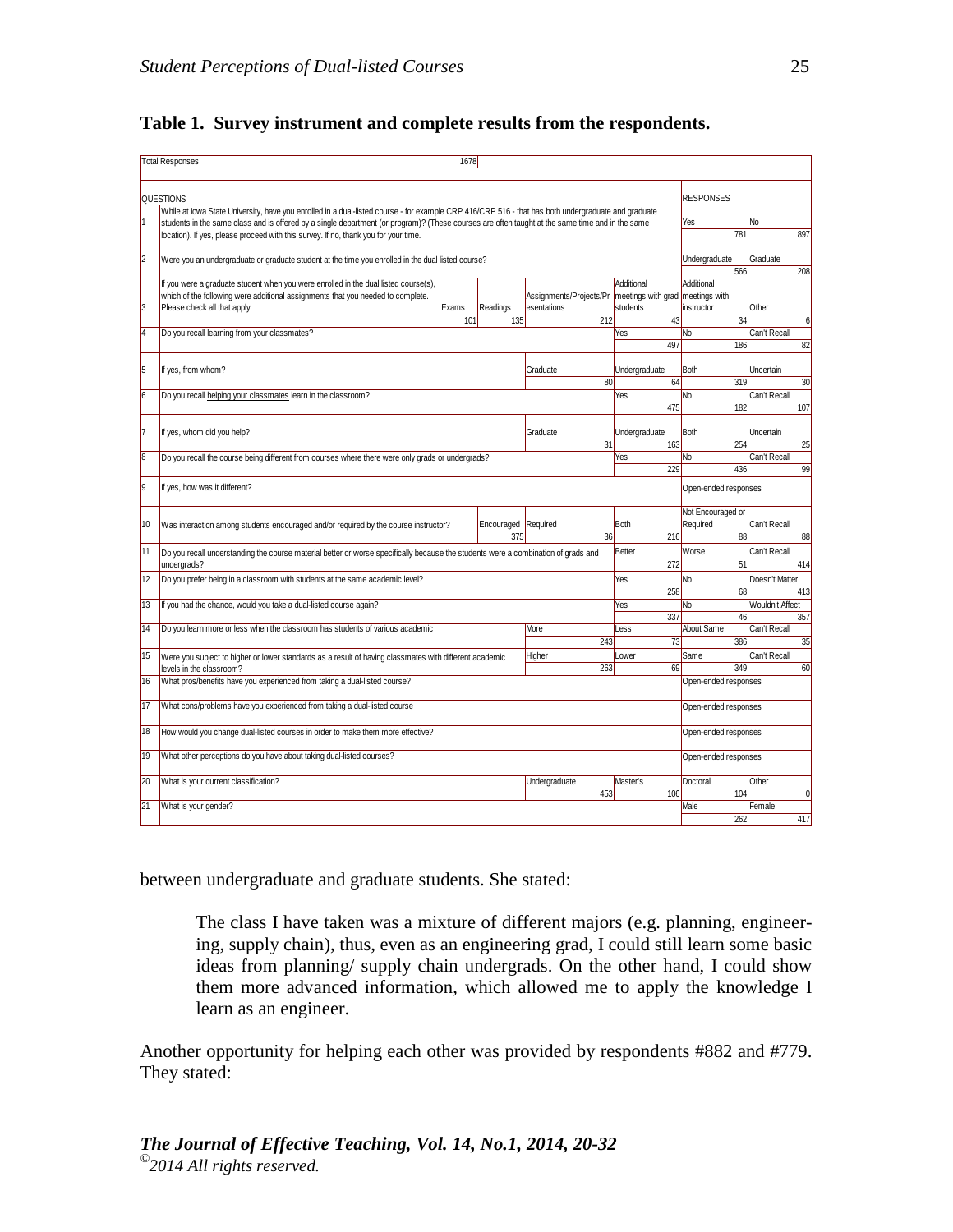**Table 1. Survey instrument and complete results from the respondents.**

| | Total Responses | 1678 | | | | | |
|---|---|---|---|---|---|---|---|
| | QUESTIONS | | | | | RESPONSES | |
| 1 | While at Iowa State University, have you enrolled in a dual-listed course - for example CRP 416/CRP 516 - that has both undergraduate and graduate students in the same class and is offered by a single department (or program)? (These courses are often taught at the same time and in the same location). If yes, please proceed with this survey. If no, thank you for your time. | | | | | Yes 781 | No 897 |
| 2 | Were you an undergraduate or graduate student at the time you enrolled in the dual listed course? | | | | | Undergraduate 566 | Graduate 208 |
| 3 | If you were a graduate student when you were enrolled in the dual listed course(s), which of the following were additional assignments that you needed to complete. Please check all that apply. | Exams 101 | Readings 135 | Assignments/Projects/Presentations 212 | Additional meetings with grad students 43 | Additional meetings with instructor 34 | Other 6 |
| 4 | Do you recall learning from your classmates? | | | | Yes 497 | No 186 | Can't Recall 82 |
| 5 | If yes, from whom? | | | Graduate 80 | Undergraduate 64 | Both 319 | Uncertain 30 |
| 6 | Do you recall helping your classmates learn in the classroom? | | | | Yes 475 | No 182 | Can't Recall 107 |
| 7 | If yes, whom did you help? | | | Graduate 31 | Undergraduate 163 | Both 254 | Uncertain 25 |
| 8 | Do you recall the course being different from courses where there were only grads or undergrads? | | | | Yes 229 | No 436 | Can't Recall 99 |
| 9 | If yes, how was it different? | | | | | Open-ended responses | |
| 10 | Was interaction among students encouraged and/or required by the course instructor? | | Encouraged 375 | Required 36 | Both 216 | Not Encouraged or Required 88 | Can't Recall 88 |
| 11 | Do you recall understanding the course material better or worse specifically because the students were a combination of grads and undergrads? | | | | Better 272 | Worse 51 | Can't Recall 414 |
| 12 | Do you prefer being in a classroom with students at the same academic level? | | | | Yes 258 | No 68 | Doesn't Matter 413 |
| 13 | If you had the chance, would you take a dual-listed course again? | | | | Yes 337 | No 46 | Wouldn't Affect 357 |
| 14 | Do you learn more or less when the classroom has students of various academic | | | More 243 | Less 73 | About Same 386 | Can't Recall 35 |
| 15 | Were you subject to higher or lower standards as a result of having classmates with different academic levels in the classroom? | | | Higher 263 | Lower 69 | Same 349 | Can't Recall 60 |
| 16 | What pros/benefits have you experienced from taking a dual-listed course? | | | | | Open-ended responses | |
| 17 | What cons/problems have you experienced from taking a dual-listed course | | | | | Open-ended responses | |
| 18 | How would you change dual-listed courses in order to make them more effective? | | | | | Open-ended responses | |
| 19 | What other perceptions do you have about taking dual-listed courses? | | | | | Open-ended responses | |
| 20 | What is your current classification? | | | Undergraduate 453 | Master's 106 | Doctoral 104 | Other 0 |
| 21 | What is your gender? | | | | | Male 262 | Female 417 |

between undergraduate and graduate students. She stated:

> The class I have taken was a mixture of different majors (e.g. planning, engineering, supply chain), thus, even as an engineering grad, I could still learn some basic ideas from planning/ supply chain undergrads. On the other hand, I could show them more advanced information, which allowed me to apply the knowledge I learn as an engineer.

Another opportunity for helping each other was provided by respondents #882 and #779. They stated: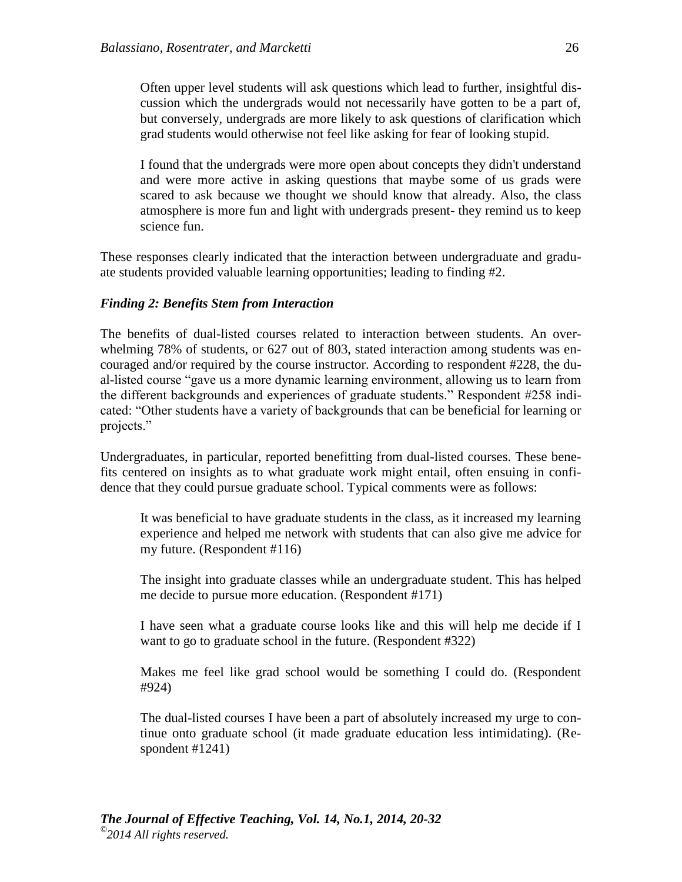> Often upper level students will ask questions which lead to further, insightful discussion which the undergrads would not necessarily have gotten to be a part of, but conversely, undergrads are more likely to ask questions of clarification which grad students would otherwise not feel like asking for fear of looking stupid.

> I found that the undergrads were more open about concepts they didn't understand and were more active in asking questions that maybe some of us grads were scared to ask because we thought we should know that already. Also, the class atmosphere is more fun and light with undergrads present- they remind us to keep science fun.

These responses clearly indicated that the interaction between undergraduate and graduate students provided valuable learning opportunities; leading to finding #2.

### *Finding 2: Benefits Stem from Interaction*

The benefits of dual-listed courses related to interaction between students. An overwhelming 78% of students, or 627 out of 803, stated interaction among students was encouraged and/or required by the course instructor. According to respondent #228, the dual-listed course "gave us a more dynamic learning environment, allowing us to learn from the different backgrounds and experiences of graduate students." Respondent #258 indicated: "Other students have a variety of backgrounds that can be beneficial for learning or projects."

Undergraduates, in particular, reported benefitting from dual-listed courses. These benefits centered on insights as to what graduate work might entail, often ensuing in confidence that they could pursue graduate school. Typical comments were as follows:

> It was beneficial to have graduate students in the class, as it increased my learning experience and helped me network with students that can also give me advice for my future. (Respondent #116)

> The insight into graduate classes while an undergraduate student. This has helped me decide to pursue more education. (Respondent #171)

> I have seen what a graduate course looks like and this will help me decide if I want to go to graduate school in the future. (Respondent #322)

> Makes me feel like grad school would be something I could do. (Respondent #924)

> The dual-listed courses I have been a part of absolutely increased my urge to continue onto graduate school (it made graduate education less intimidating). (Respondent #1241)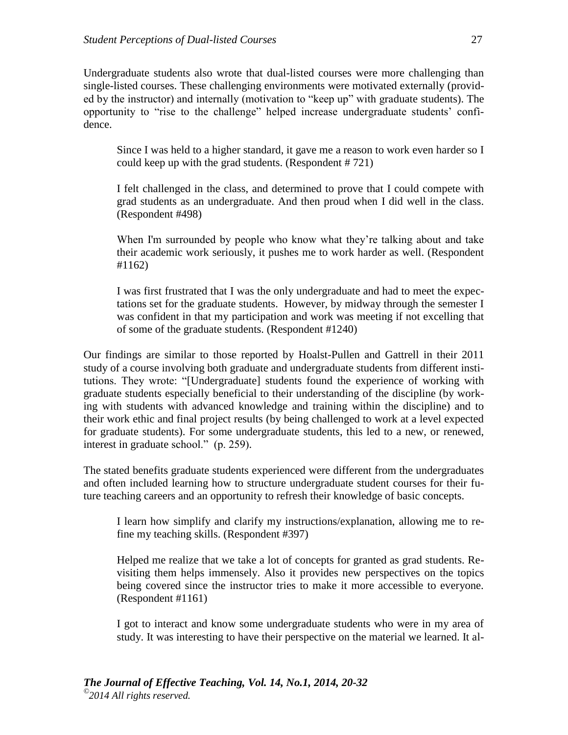Undergraduate students also wrote that dual-listed courses were more challenging than single-listed courses. These challenging environments were motivated externally (provided by the instructor) and internally (motivation to "keep up" with graduate students). The opportunity to "rise to the challenge" helped increase undergraduate students' confidence.

> Since I was held to a higher standard, it gave me a reason to work even harder so I could keep up with the grad students. (Respondent # 721)
>
> I felt challenged in the class, and determined to prove that I could compete with grad students as an undergraduate. And then proud when I did well in the class. (Respondent #498)
>
> When I'm surrounded by people who know what they're talking about and take their academic work seriously, it pushes me to work harder as well. (Respondent #1162)
>
> I was first frustrated that I was the only undergraduate and had to meet the expectations set for the graduate students. However, by midway through the semester I was confident in that my participation and work was meeting if not excelling that of some of the graduate students. (Respondent #1240)

Our findings are similar to those reported by Hoalst-Pullen and Gattrell in their 2011 study of a course involving both graduate and undergraduate students from different institutions. They wrote: "[Undergraduate] students found the experience of working with graduate students especially beneficial to their understanding of the discipline (by working with students with advanced knowledge and training within the discipline) and to their work ethic and final project results (by being challenged to work at a level expected for graduate students). For some undergraduate students, this led to a new, or renewed, interest in graduate school." (p. 259).

The stated benefits graduate students experienced were different from the undergraduates and often included learning how to structure undergraduate student courses for their future teaching careers and an opportunity to refresh their knowledge of basic concepts.

> I learn how simplify and clarify my instructions/explanation, allowing me to refine my teaching skills. (Respondent #397)
>
> Helped me realize that we take a lot of concepts for granted as grad students. Revisiting them helps immensely. Also it provides new perspectives on the topics being covered since the instructor tries to make it more accessible to everyone. (Respondent #1161)
>
> I got to interact and know some undergraduate students who were in my area of study. It was interesting to have their perspective on the material we learned. It al-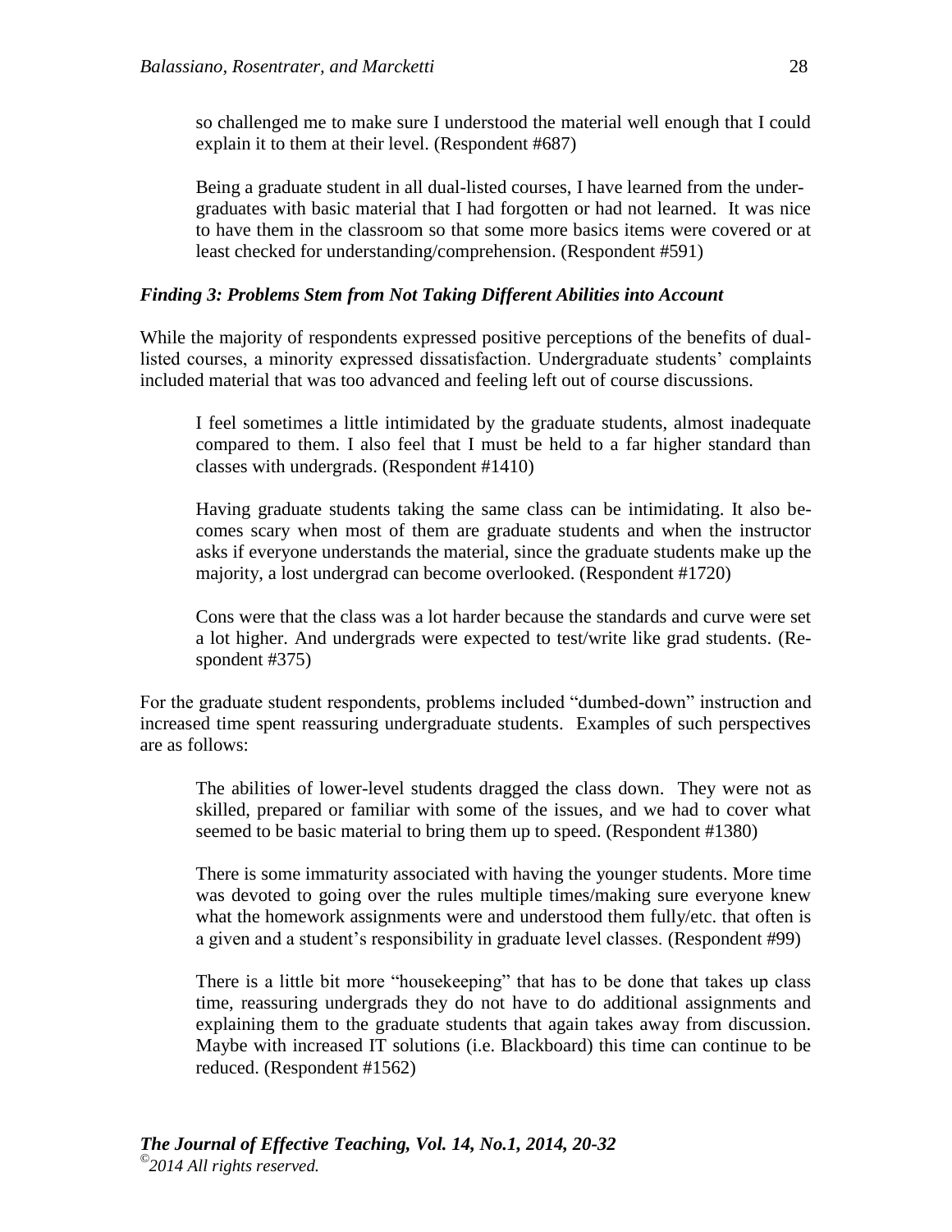> so challenged me to make sure I understood the material well enough that I could explain it to them at their level. (Respondent #687)

> Being a graduate student in all dual-listed courses, I have learned from the undergraduates with basic material that I had forgotten or had not learned. It was nice to have them in the classroom so that some more basics items were covered or at least checked for understanding/comprehension. (Respondent #591)

### *Finding 3: Problems Stem from Not Taking Different Abilities into Account*

While the majority of respondents expressed positive perceptions of the benefits of dual-listed courses, a minority expressed dissatisfaction. Undergraduate students' complaints included material that was too advanced and feeling left out of course discussions.

> I feel sometimes a little intimidated by the graduate students, almost inadequate compared to them. I also feel that I must be held to a far higher standard than classes with undergrads. (Respondent #1410)

> Having graduate students taking the same class can be intimidating. It also becomes scary when most of them are graduate students and when the instructor asks if everyone understands the material, since the graduate students make up the majority, a lost undergrad can become overlooked. (Respondent #1720)

> Cons were that the class was a lot harder because the standards and curve were set a lot higher. And undergrads were expected to test/write like grad students. (Respondent #375)

For the graduate student respondents, problems included "dumbed-down" instruction and increased time spent reassuring undergraduate students. Examples of such perspectives are as follows:

> The abilities of lower-level students dragged the class down. They were not as skilled, prepared or familiar with some of the issues, and we had to cover what seemed to be basic material to bring them up to speed. (Respondent #1380)

> There is some immaturity associated with having the younger students. More time was devoted to going over the rules multiple times/making sure everyone knew what the homework assignments were and understood them fully/etc. that often is a given and a student's responsibility in graduate level classes. (Respondent #99)

> There is a little bit more "housekeeping" that has to be done that takes up class time, reassuring undergrads they do not have to do additional assignments and explaining them to the graduate students that again takes away from discussion. Maybe with increased IT solutions (i.e. Blackboard) this time can continue to be reduced. (Respondent #1562)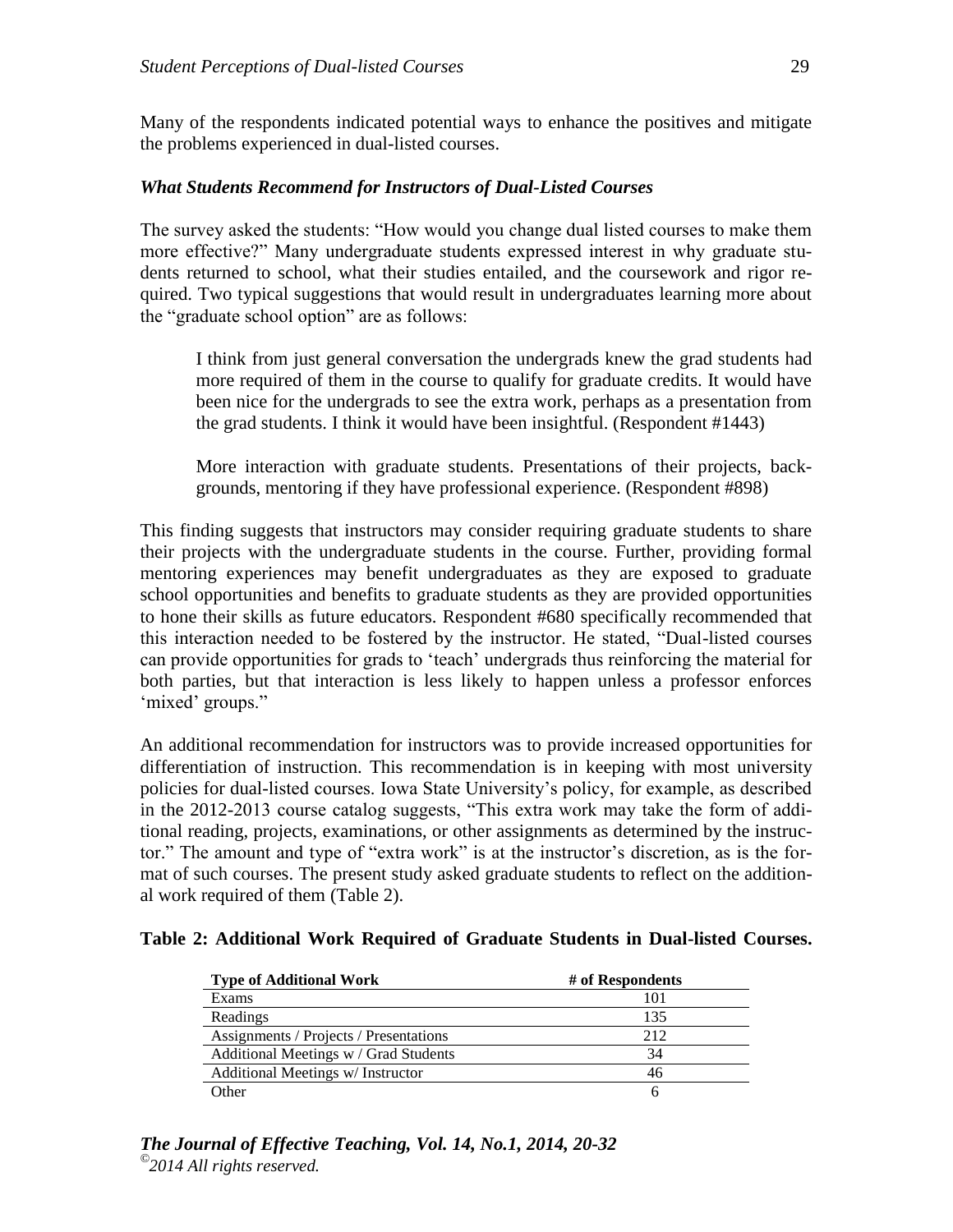Many of the respondents indicated potential ways to enhance the positives and mitigate the problems experienced in dual-listed courses.

### *What Students Recommend for Instructors of Dual-Listed Courses*

The survey asked the students: "How would you change dual listed courses to make them more effective?" Many undergraduate students expressed interest in why graduate students returned to school, what their studies entailed, and the coursework and rigor required. Two typical suggestions that would result in undergraduates learning more about the "graduate school option" are as follows:

> I think from just general conversation the undergrads knew the grad students had more required of them in the course to qualify for graduate credits. It would have been nice for the undergrads to see the extra work, perhaps as a presentation from the grad students. I think it would have been insightful. (Respondent #1443)

> More interaction with graduate students. Presentations of their projects, backgrounds, mentoring if they have professional experience. (Respondent #898)

This finding suggests that instructors may consider requiring graduate students to share their projects with the undergraduate students in the course. Further, providing formal mentoring experiences may benefit undergraduates as they are exposed to graduate school opportunities and benefits to graduate students as they are provided opportunities to hone their skills as future educators. Respondent #680 specifically recommended that this interaction needed to be fostered by the instructor. He stated, "Dual-listed courses can provide opportunities for grads to 'teach' undergrads thus reinforcing the material for both parties, but that interaction is less likely to happen unless a professor enforces 'mixed' groups."

An additional recommendation for instructors was to provide increased opportunities for differentiation of instruction. This recommendation is in keeping with most university policies for dual-listed courses. Iowa State University's policy, for example, as described in the 2012-2013 course catalog suggests, "This extra work may take the form of additional reading, projects, examinations, or other assignments as determined by the instructor." The amount and type of "extra work" is at the instructor's discretion, as is the format of such courses. The present study asked graduate students to reflect on the additional work required of them (Table 2).

**Table 2: Additional Work Required of Graduate Students in Dual-listed Courses.**

| Type of Additional Work | # of Respondents |
|---|---|
| Exams | 101 |
| Readings | 135 |
| Assignments / Projects / Presentations | 212 |
| Additional Meetings w / Grad Students | 34 |
| Additional Meetings w/ Instructor | 46 |
| Other | 6 |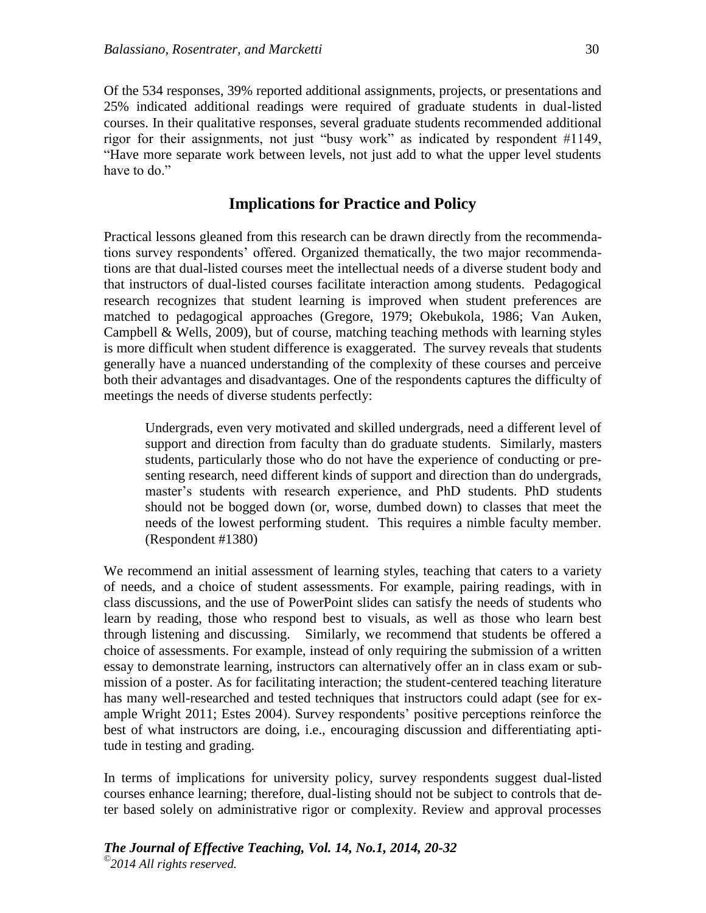Of the 534 responses, 39% reported additional assignments, projects, or presentations and 25% indicated additional readings were required of graduate students in dual-listed courses. In their qualitative responses, several graduate students recommended additional rigor for their assignments, not just "busy work" as indicated by respondent #1149, "Have more separate work between levels, not just add to what the upper level students have to do."

## Implications for Practice and Policy

Practical lessons gleaned from this research can be drawn directly from the recommendations survey respondents' offered. Organized thematically, the two major recommendations are that dual-listed courses meet the intellectual needs of a diverse student body and that instructors of dual-listed courses facilitate interaction among students. Pedagogical research recognizes that student learning is improved when student preferences are matched to pedagogical approaches (Gregore, 1979; Okebukola, 1986; Van Auken, Campbell & Wells, 2009), but of course, matching teaching methods with learning styles is more difficult when student difference is exaggerated. The survey reveals that students generally have a nuanced understanding of the complexity of these courses and perceive both their advantages and disadvantages. One of the respondents captures the difficulty of meetings the needs of diverse students perfectly:

> Undergrads, even very motivated and skilled undergrads, need a different level of support and direction from faculty than do graduate students. Similarly, masters students, particularly those who do not have the experience of conducting or presenting research, need different kinds of support and direction than do undergrads, master's students with research experience, and PhD students. PhD students should not be bogged down (or, worse, dumbed down) to classes that meet the needs of the lowest performing student. This requires a nimble faculty member. (Respondent #1380)

We recommend an initial assessment of learning styles, teaching that caters to a variety of needs, and a choice of student assessments. For example, pairing readings, with in class discussions, and the use of PowerPoint slides can satisfy the needs of students who learn by reading, those who respond best to visuals, as well as those who learn best through listening and discussing. Similarly, we recommend that students be offered a choice of assessments. For example, instead of only requiring the submission of a written essay to demonstrate learning, instructors can alternatively offer an in class exam or submission of a poster. As for facilitating interaction; the student-centered teaching literature has many well-researched and tested techniques that instructors could adapt (see for example Wright 2011; Estes 2004). Survey respondents' positive perceptions reinforce the best of what instructors are doing, i.e., encouraging discussion and differentiating aptitude in testing and grading.

In terms of implications for university policy, survey respondents suggest dual-listed courses enhance learning; therefore, dual-listing should not be subject to controls that deter based solely on administrative rigor or complexity. Review and approval processes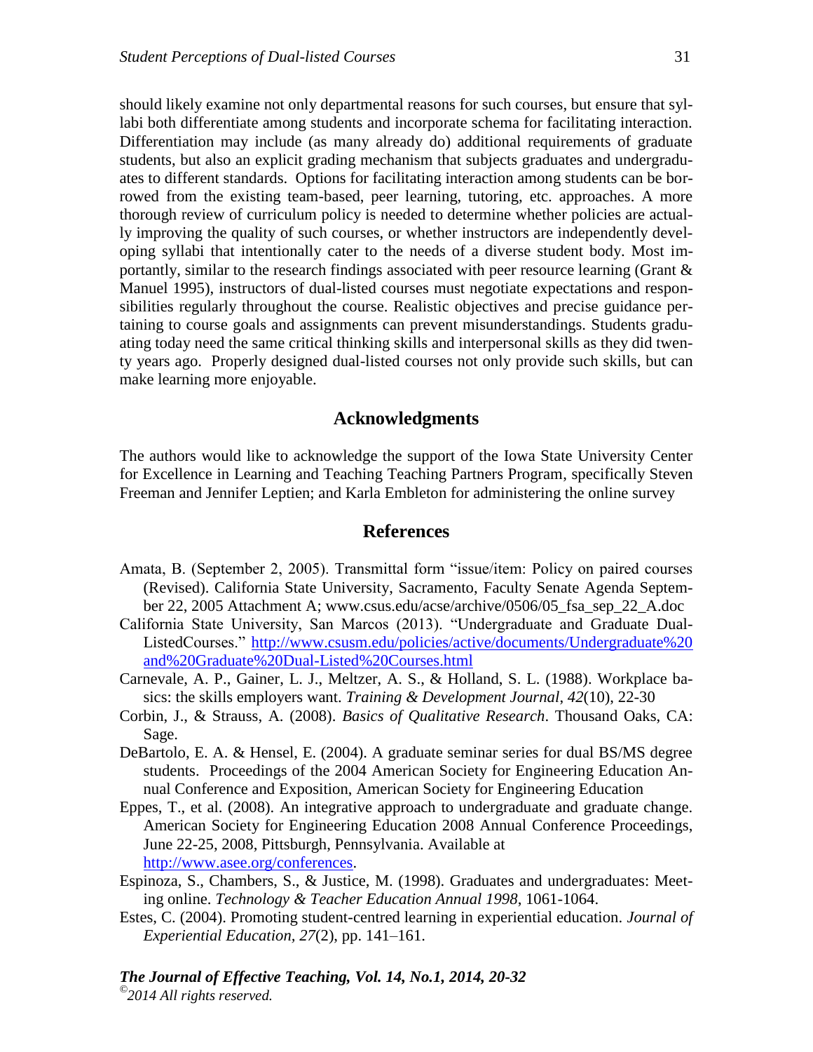should likely examine not only departmental reasons for such courses, but ensure that syllabi both differentiate among students and incorporate schema for facilitating interaction. Differentiation may include (as many already do) additional requirements of graduate students, but also an explicit grading mechanism that subjects graduates and undergraduates to different standards. Options for facilitating interaction among students can be borrowed from the existing team-based, peer learning, tutoring, etc. approaches. A more thorough review of curriculum policy is needed to determine whether policies are actually improving the quality of such courses, or whether instructors are independently developing syllabi that intentionally cater to the needs of a diverse student body. Most importantly, similar to the research findings associated with peer resource learning (Grant & Manuel 1995), instructors of dual-listed courses must negotiate expectations and responsibilities regularly throughout the course. Realistic objectives and precise guidance pertaining to course goals and assignments can prevent misunderstandings. Students graduating today need the same critical thinking skills and interpersonal skills as they did twenty years ago. Properly designed dual-listed courses not only provide such skills, but can make learning more enjoyable.

## Acknowledgments

The authors would like to acknowledge the support of the Iowa State University Center for Excellence in Learning and Teaching Teaching Partners Program, specifically Steven Freeman and Jennifer Leptien; and Karla Embleton for administering the online survey

## References

Amata, B. (September 2, 2005). Transmittal form "issue/item: Policy on paired courses (Revised). California State University, Sacramento, Faculty Senate Agenda September 22, 2005 Attachment A; www.csus.edu/acse/archive/0506/05_fsa_sep_22_A.doc

California State University, San Marcos (2013). "Undergraduate and Graduate Dual-ListedCourses." http://www.csusm.edu/policies/active/documents/Undergraduate%20and%20Graduate%20Dual-Listed%20Courses.html

Carnevale, A. P., Gainer, L. J., Meltzer, A. S., & Holland, S. L. (1988). Workplace basics: the skills employers want. *Training & Development Journal*, *42*(10), 22-30

Corbin, J., & Strauss, A. (2008). *Basics of Qualitative Research*. Thousand Oaks, CA: Sage.

DeBartolo, E. A. & Hensel, E. (2004). A graduate seminar series for dual BS/MS degree students. Proceedings of the 2004 American Society for Engineering Education Annual Conference and Exposition, American Society for Engineering Education

Eppes, T., et al. (2008). An integrative approach to undergraduate and graduate change. American Society for Engineering Education 2008 Annual Conference Proceedings, June 22-25, 2008, Pittsburgh, Pennsylvania. Available at http://www.asee.org/conferences.

Espinoza, S., Chambers, S., & Justice, M. (1998). Graduates and undergraduates: Meeting online. *Technology & Teacher Education Annual 1998*, 1061-1064.

Estes, C. (2004). Promoting student-centred learning in experiential education. *Journal of Experiential Education, 27*(2), pp. 141–161.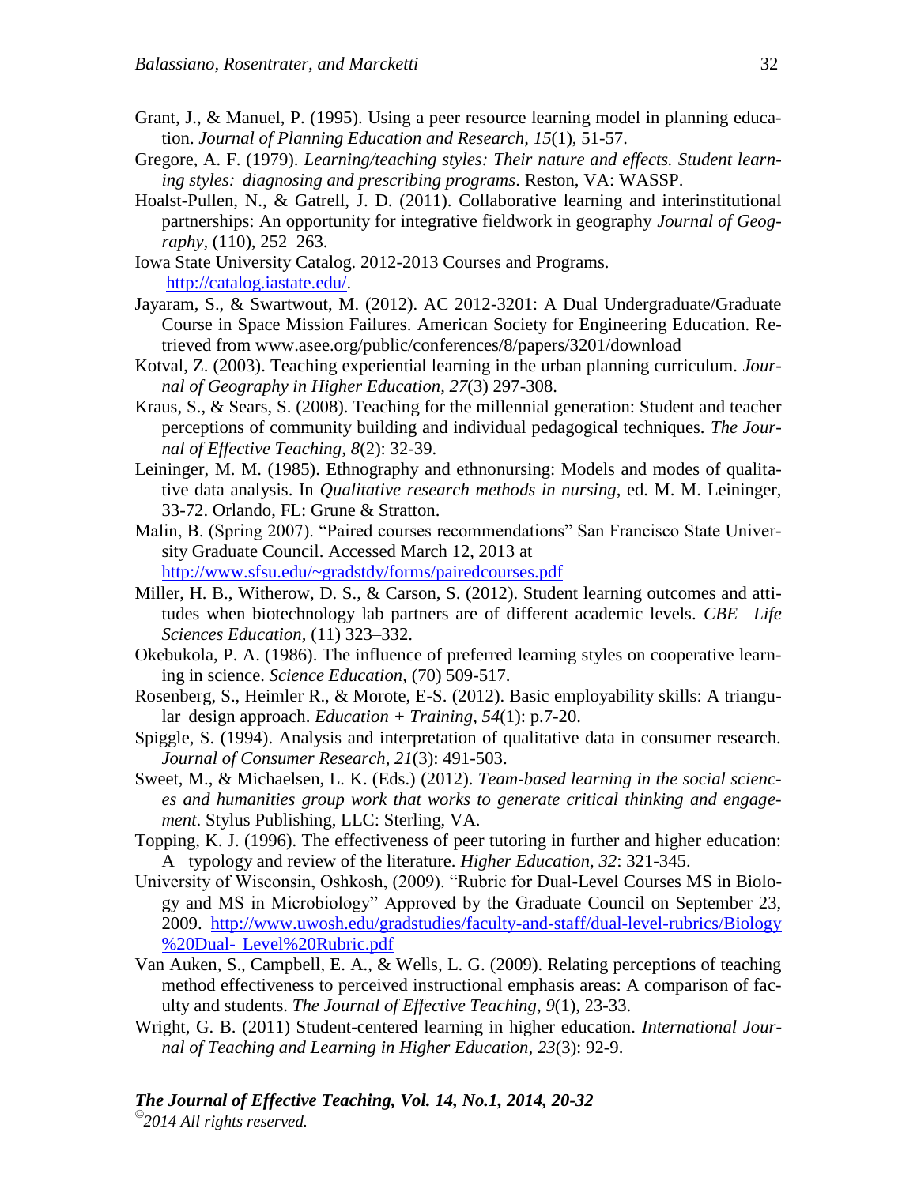Grant, J., & Manuel, P. (1995). Using a peer resource learning model in planning education. *Journal of Planning Education and Research, 15*(1), 51-57.

Gregore, A. F. (1979). *Learning/teaching styles: Their nature and effects. Student learning styles: diagnosing and prescribing programs*. Reston, VA: WASSP.

Hoalst-Pullen, N., & Gatrell, J. D. (2011). Collaborative learning and interinstitutional partnerships: An opportunity for integrative fieldwork in geography *Journal of Geography*, (110), 252–263.

Iowa State University Catalog. 2012-2013 Courses and Programs. http://catalog.iastate.edu/.

Jayaram, S., & Swartwout, M. (2012). AC 2012-3201: A Dual Undergraduate/Graduate Course in Space Mission Failures. American Society for Engineering Education. Retrieved from www.asee.org/public/conferences/8/papers/3201/download

Kotval, Z. (2003). Teaching experiential learning in the urban planning curriculum. *Journal of Geography in Higher Education, 27*(3) 297-308.

Kraus, S., & Sears, S. (2008). Teaching for the millennial generation: Student and teacher perceptions of community building and individual pedagogical techniques. *The Journal of Effective Teaching, 8*(2): 32-39.

Leininger, M. M. (1985). Ethnography and ethnonursing: Models and modes of qualitative data analysis. In *Qualitative research methods in nursing*, ed. M. M. Leininger, 33-72. Orlando, FL: Grune & Stratton.

Malin, B. (Spring 2007). "Paired courses recommendations" San Francisco State University Graduate Council. Accessed March 12, 2013 at http://www.sfsu.edu/~gradstdy/forms/pairedcourses.pdf

Miller, H. B., Witherow, D. S., & Carson, S. (2012). Student learning outcomes and attitudes when biotechnology lab partners are of different academic levels. *CBE—Life Sciences Education*, (11) 323–332.

Okebukola, P. A. (1986). The influence of preferred learning styles on cooperative learning in science. *Science Education,* (70) 509-517.

Rosenberg, S., Heimler R., & Morote, E-S. (2012). Basic employability skills: A triangular design approach. *Education + Training*, *54*(1): p.7-20.

Spiggle, S. (1994). Analysis and interpretation of qualitative data in consumer research. *Journal of Consumer Research, 21*(3): 491-503.

Sweet, M., & Michaelsen, L. K. (Eds.) (2012). *Team-based learning in the social sciences and humanities group work that works to generate critical thinking and engagement*. Stylus Publishing, LLC: Sterling, VA.

Topping, K. J. (1996). The effectiveness of peer tutoring in further and higher education: A typology and review of the literature. *Higher Education, 32*: 321-345.

University of Wisconsin, Oshkosh, (2009). "Rubric for Dual-Level Courses MS in Biology and MS in Microbiology" Approved by the Graduate Council on September 23, 2009. http://www.uwosh.edu/gradstudies/faculty-and-staff/dual-level-rubrics/Biology%20Dual- Level%20Rubric.pdf

Van Auken, S., Campbell, E. A., & Wells, L. G. (2009). Relating perceptions of teaching method effectiveness to perceived instructional emphasis areas: A comparison of faculty and students. *The Journal of Effective Teaching*, *9*(1), 23-33.

Wright, G. B. (2011) Student-centered learning in higher education. *International Journal of Teaching and Learning in Higher Education, 23*(3): 92-9.